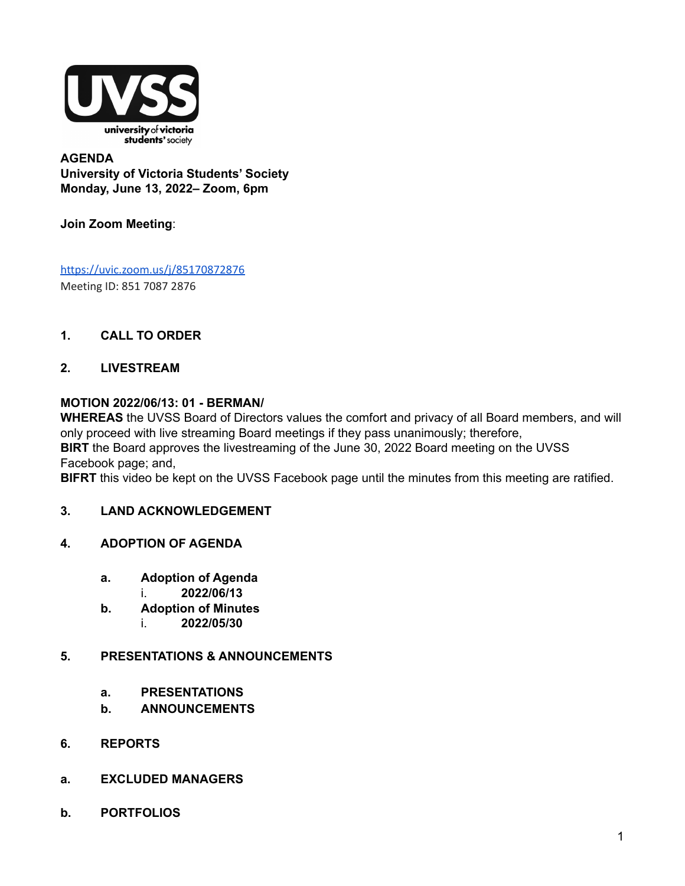**AGENDA**
**University of Victoria Students' Society**
**Monday, June 13, 2022– Zoom, 6pm**

**Join Zoom Meeting**:

https://uvic.zoom.us/j/85170872876
Meeting ID: 851 7087 2876

1. **CALL TO ORDER**

2. **LIVESTREAM**

**MOTION 2022/06/13: 01 - BERMAN/**
**WHEREAS** the UVSS Board of Directors values the comfort and privacy of all Board members, and will only proceed with live streaming Board meetings if they pass unanimously; therefore,
**BIRT** the Board approves the livestreaming of the June 30, 2022 Board meeting on the UVSS Facebook page; and,
**BIFRT** this video be kept on the UVSS Facebook page until the minutes from this meeting are ratified.

3. **LAND ACKNOWLEDGEMENT**

4. **ADOPTION OF AGENDA**

   a. **Adoption of Agenda**
      i. **2022/06/13**
   b. **Adoption of Minutes**
      i. **2022/05/30**

5. **PRESENTATIONS & ANNOUNCEMENTS**

   a. **PRESENTATIONS**
   b. **ANNOUNCEMENTS**

6. **REPORTS**

a. **EXCLUDED MANAGERS**

b. **PORTFOLIOS**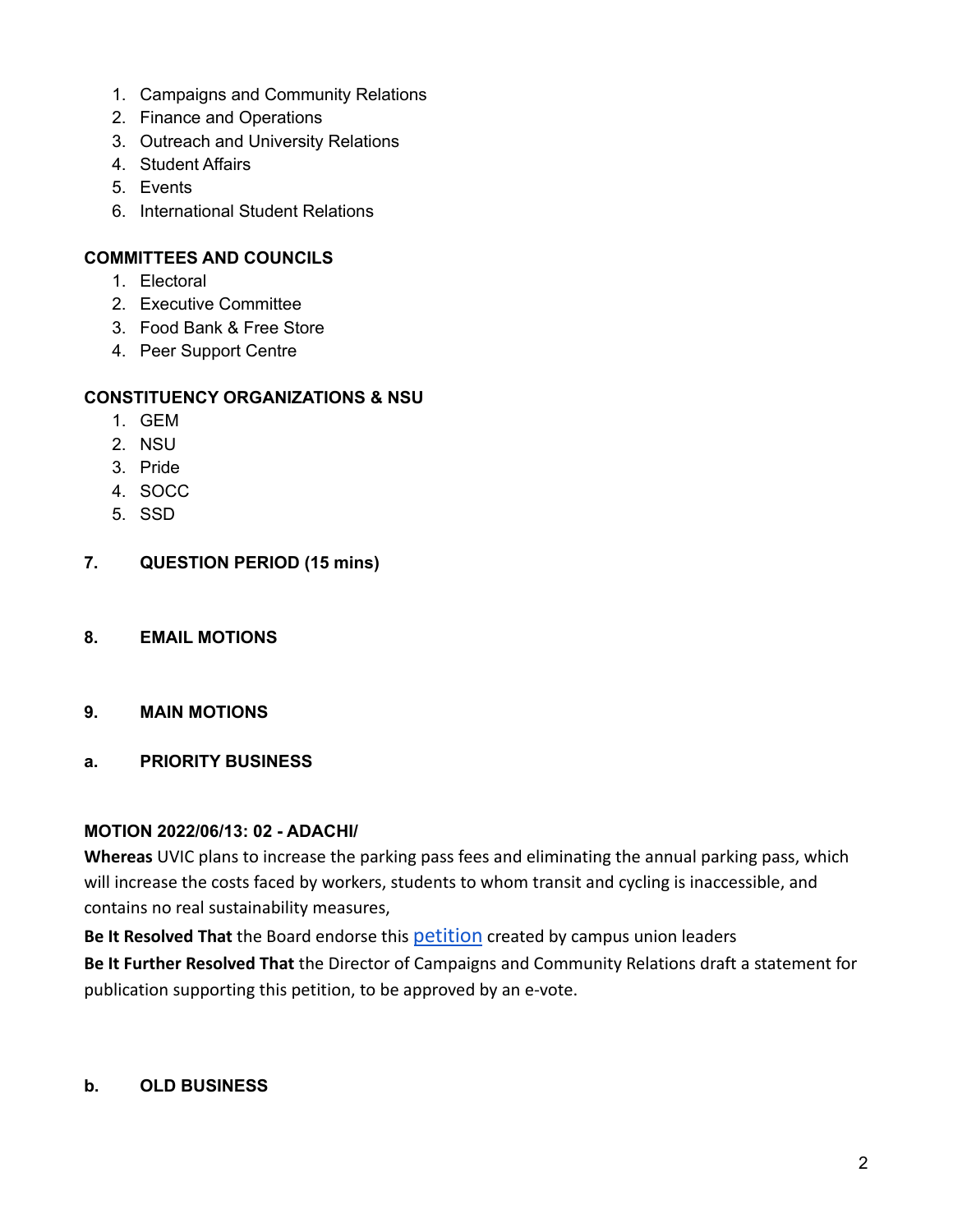1. Campaigns and Community Relations
2. Finance and Operations
3. Outreach and University Relations
4. Student Affairs
5. Events
6. International Student Relations

**COMMITTEES AND COUNCILS**

1. Electoral
2. Executive Committee
3. Food Bank & Free Store
4. Peer Support Centre

**CONSTITUENCY ORGANIZATIONS & NSU**

1. GEM
2. NSU
3. Pride
4. SOCC
5. SSD

## 7. QUESTION PERIOD (15 mins)

## 8. EMAIL MOTIONS

## 9. MAIN MOTIONS

### a. PRIORITY BUSINESS

**MOTION 2022/06/13: 02 - ADACHI/**

**Whereas** UVIC plans to increase the parking pass fees and eliminating the annual parking pass, which will increase the costs faced by workers, students to whom transit and cycling is inaccessible, and contains no real sustainability measures,

**Be It Resolved That** the Board endorse this petition created by campus union leaders

**Be It Further Resolved That** the Director of Campaigns and Community Relations draft a statement for publication supporting this petition, to be approved by an e-vote.

### b. OLD BUSINESS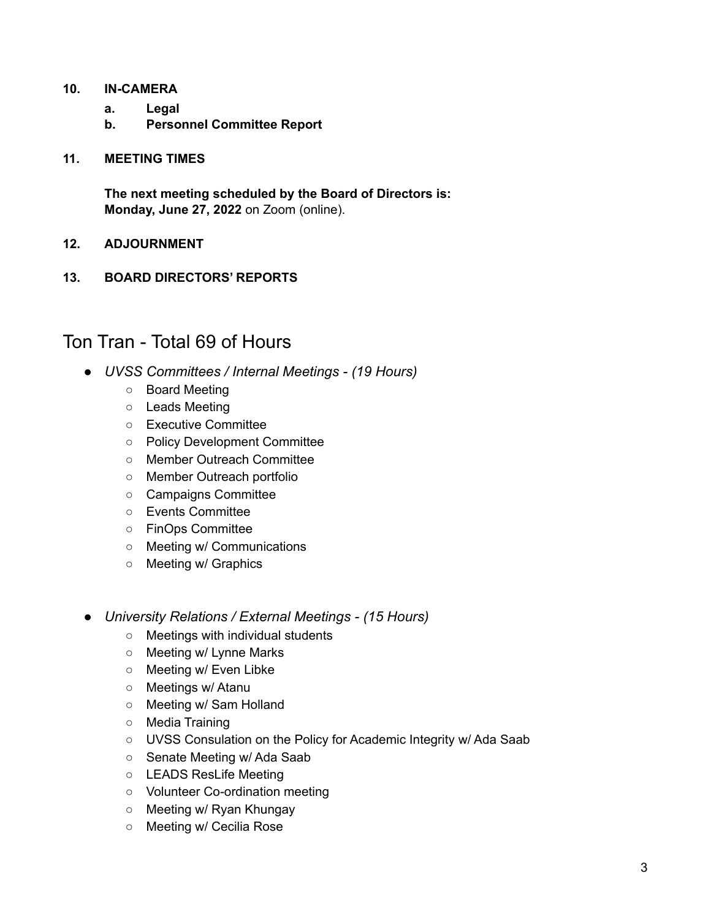**10. IN-CAMERA**

   **a. Legal**
   **b. Personnel Committee Report**

**11. MEETING TIMES**

**The next meeting scheduled by the Board of Directors is:**
**Monday, June 27, 2022** on Zoom (online).

**12. ADJOURNMENT**

**13. BOARD DIRECTORS' REPORTS**

## Ton Tran - Total 69 of Hours

- *UVSS Committees / Internal Meetings - (19 Hours)*
    - Board Meeting
    - Leads Meeting
    - Executive Committee
    - Policy Development Committee
    - Member Outreach Committee
    - Member Outreach portfolio
    - Campaigns Committee
    - Events Committee
    - FinOps Committee
    - Meeting w/ Communications
    - Meeting w/ Graphics

- *University Relations / External Meetings - (15 Hours)*
    - Meetings with individual students
    - Meeting w/ Lynne Marks
    - Meeting w/ Even Libke
    - Meetings w/ Atanu
    - Meeting w/ Sam Holland
    - Media Training
    - UVSS Consulation on the Policy for Academic Integrity w/ Ada Saab
    - Senate Meeting w/ Ada Saab
    - LEADS ResLife Meeting
    - Volunteer Co-ordination meeting
    - Meeting w/ Ryan Khungay
    - Meeting w/ Cecilia Rose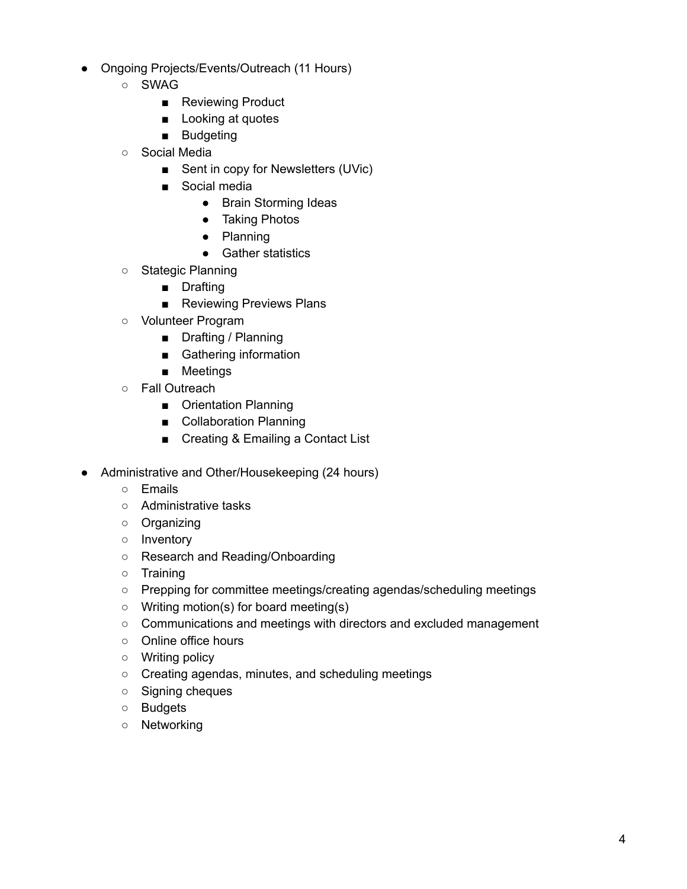- Ongoing Projects/Events/Outreach (11 Hours)
  - SWAG
    - Reviewing Product
    - Looking at quotes
    - Budgeting
  - Social Media
    - Sent in copy for Newsletters (UVic)
    - Social media
      - Brain Storming Ideas
      - Taking Photos
      - Planning
      - Gather statistics
  - Stategic Planning
    - Drafting
    - Reviewing Previews Plans
  - Volunteer Program
    - Drafting / Planning
    - Gathering information
    - Meetings
  - Fall Outreach
    - Orientation Planning
    - Collaboration Planning
    - Creating & Emailing a Contact List

- Administrative and Other/Housekeeping (24 hours)
  - Emails
  - Administrative tasks
  - Organizing
  - Inventory
  - Research and Reading/Onboarding
  - Training
  - Prepping for committee meetings/creating agendas/scheduling meetings
  - Writing motion(s) for board meeting(s)
  - Communications and meetings with directors and excluded management
  - Online office hours
  - Writing policy
  - Creating agendas, minutes, and scheduling meetings
  - Signing cheques
  - Budgets
  - Networking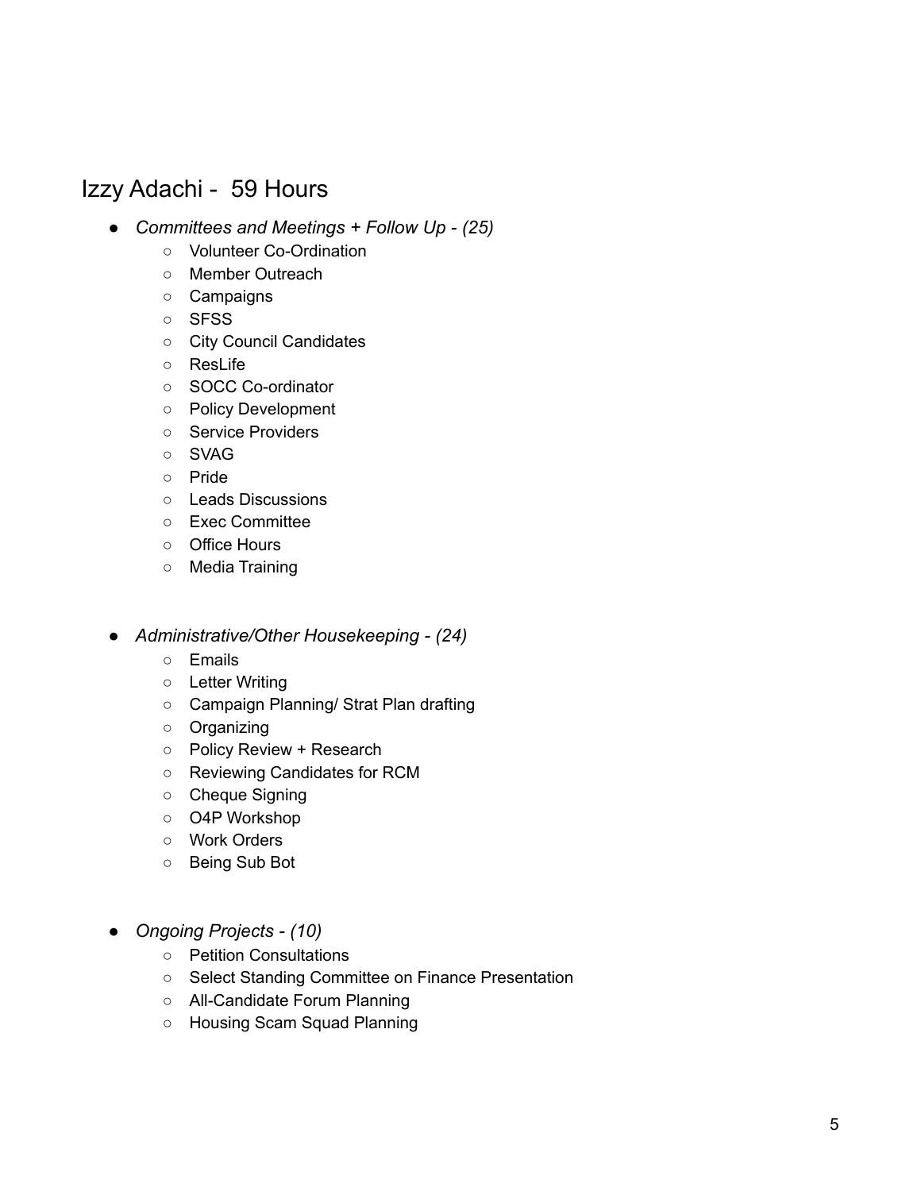## Izzy Adachi - 59 Hours

- *Committees and Meetings + Follow Up - (25)*
  - Volunteer Co-Ordination
  - Member Outreach
  - Campaigns
  - SFSS
  - City Council Candidates
  - ResLife
  - SOCC Co-ordinator
  - Policy Development
  - Service Providers
  - SVAG
  - Pride
  - Leads Discussions
  - Exec Committee
  - Office Hours
  - Media Training

- *Administrative/Other Housekeeping - (24)*
  - Emails
  - Letter Writing
  - Campaign Planning/ Strat Plan drafting
  - Organizing
  - Policy Review + Research
  - Reviewing Candidates for RCM
  - Cheque Signing
  - O4P Workshop
  - Work Orders
  - Being Sub Bot

- *Ongoing Projects - (10)*
  - Petition Consultations
  - Select Standing Committee on Finance Presentation
  - All-Candidate Forum Planning
  - Housing Scam Squad Planning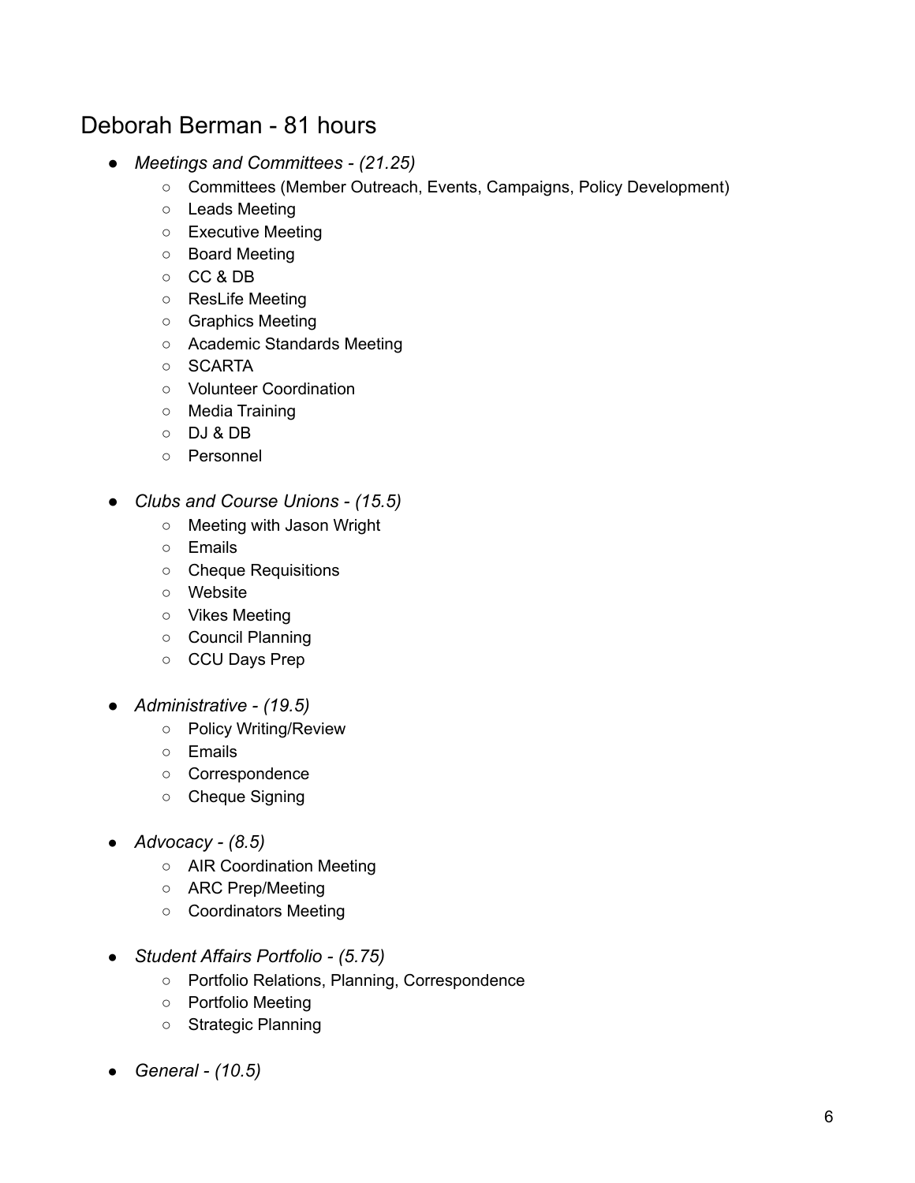## Deborah Berman - 81 hours

- *Meetings and Committees - (21.25)*
  - Committees (Member Outreach, Events, Campaigns, Policy Development)
  - Leads Meeting
  - Executive Meeting
  - Board Meeting
  - CC & DB
  - ResLife Meeting
  - Graphics Meeting
  - Academic Standards Meeting
  - SCARTA
  - Volunteer Coordination
  - Media Training
  - DJ & DB
  - Personnel

- *Clubs and Course Unions - (15.5)*
  - Meeting with Jason Wright
  - Emails
  - Cheque Requisitions
  - Website
  - Vikes Meeting
  - Council Planning
  - CCU Days Prep

- *Administrative - (19.5)*
  - Policy Writing/Review
  - Emails
  - Correspondence
  - Cheque Signing

- *Advocacy - (8.5)*
  - AIR Coordination Meeting
  - ARC Prep/Meeting
  - Coordinators Meeting

- *Student Affairs Portfolio - (5.75)*
  - Portfolio Relations, Planning, Correspondence
  - Portfolio Meeting
  - Strategic Planning

- *General - (10.5)*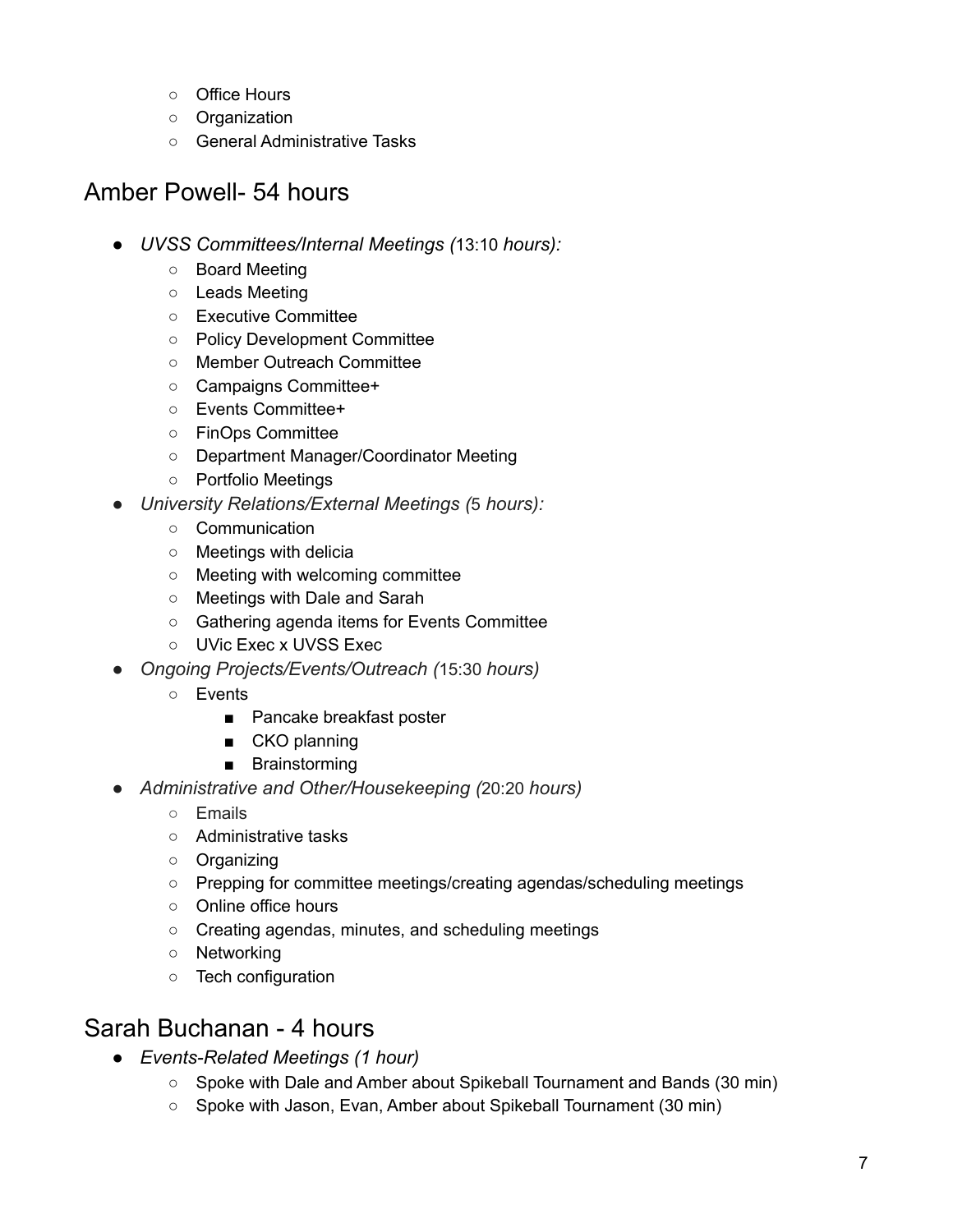- Office Hours
- Organization
- General Administrative Tasks

## Amber Powell- 54 hours

- *UVSS Committees/Internal Meetings (*13:10 *hours):*
  - Board Meeting
  - Leads Meeting
  - Executive Committee
  - Policy Development Committee
  - Member Outreach Committee
  - Campaigns Committee+
  - Events Committee+
  - FinOps Committee
  - Department Manager/Coordinator Meeting
  - Portfolio Meetings
- *University Relations/External Meetings (*5 *hours):*
  - Communication
  - Meetings with delicia
  - Meeting with welcoming committee
  - Meetings with Dale and Sarah
  - Gathering agenda items for Events Committee
  - UVic Exec x UVSS Exec
- *Ongoing Projects/Events/Outreach (*15:30 *hours)*
  - Events
    - Pancake breakfast poster
    - CKO planning
    - Brainstorming
- *Administrative and Other/Housekeeping (*20:20 *hours)*
  - Emails
  - Administrative tasks
  - Organizing
  - Prepping for committee meetings/creating agendas/scheduling meetings
  - Online office hours
  - Creating agendas, minutes, and scheduling meetings
  - Networking
  - Tech configuration

## Sarah Buchanan - 4 hours

- *Events-Related Meetings (1 hour)*
  - Spoke with Dale and Amber about Spikeball Tournament and Bands (30 min)
  - Spoke with Jason, Evan, Amber about Spikeball Tournament (30 min)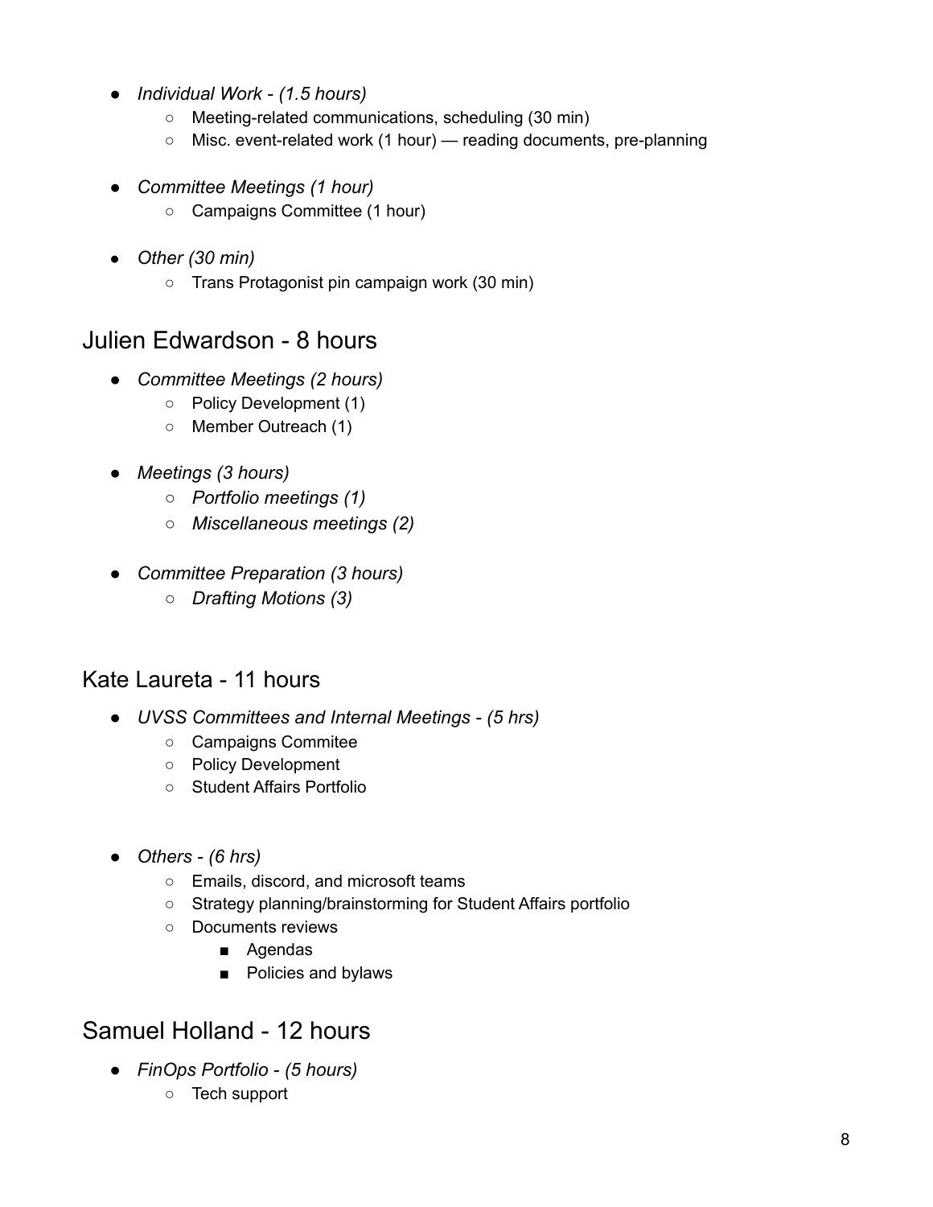- *Individual Work - (1.5 hours)*
  - Meeting-related communications, scheduling (30 min)
  - Misc. event-related work (1 hour) — reading documents, pre-planning

- *Committee Meetings (1 hour)*
  - Campaigns Committee (1 hour)

- *Other (30 min)*
  - Trans Protagonist pin campaign work (30 min)

## Julien Edwardson - 8 hours

- *Committee Meetings (2 hours)*
  - Policy Development (1)
  - Member Outreach (1)

- *Meetings (3 hours)*
  - *Portfolio meetings (1)*
  - *Miscellaneous meetings (2)*

- *Committee Preparation (3 hours)*
  - *Drafting Motions (3)*

## Kate Laureta - 11 hours

- *UVSS Committees and Internal Meetings - (5 hrs)*
  - Campaigns Commitee
  - Policy Development
  - Student Affairs Portfolio

- *Others - (6 hrs)*
  - Emails, discord, and microsoft teams
  - Strategy planning/brainstorming for Student Affairs portfolio
  - Documents reviews
    - Agendas
    - Policies and bylaws

## Samuel Holland - 12 hours

- *FinOps Portfolio - (5 hours)*
  - Tech support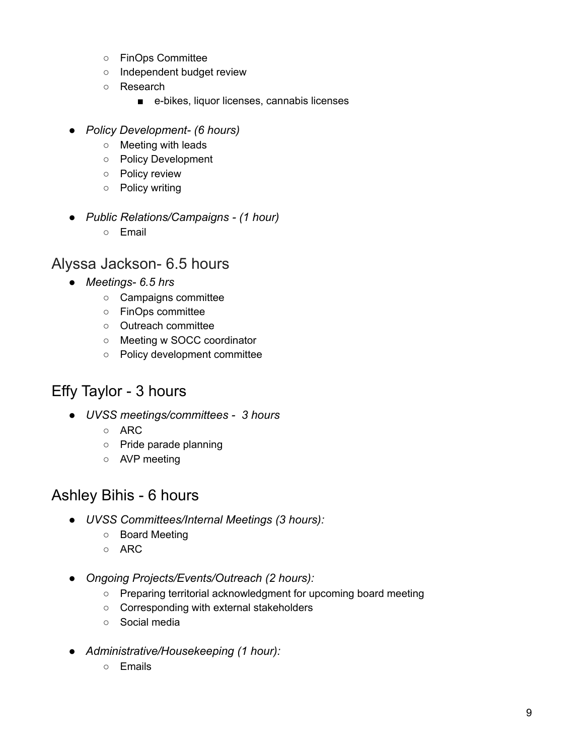- FinOps Committee
    - Independent budget review
    - Research
        - e-bikes, liquor licenses, cannabis licenses

- *Policy Development- (6 hours)*
    - Meeting with leads
    - Policy Development
    - Policy review
    - Policy writing

- *Public Relations/Campaigns - (1 hour)*
    - Email

## Alyssa Jackson- 6.5 hours

- *Meetings- 6.5 hrs*
    - Campaigns committee
    - FinOps committee
    - Outreach committee
    - Meeting w SOCC coordinator
    - Policy development committee

## Effy Taylor - 3 hours

- *UVSS meetings/committees - 3 hours*
    - ARC
    - Pride parade planning
    - AVP meeting

## Ashley Bihis - 6 hours

- *UVSS Committees/Internal Meetings (3 hours):*
    - Board Meeting
    - ARC

- *Ongoing Projects/Events/Outreach (2 hours):*
    - Preparing territorial acknowledgment for upcoming board meeting
    - Corresponding with external stakeholders
    - Social media

- *Administrative/Housekeeping (1 hour):*
    - Emails